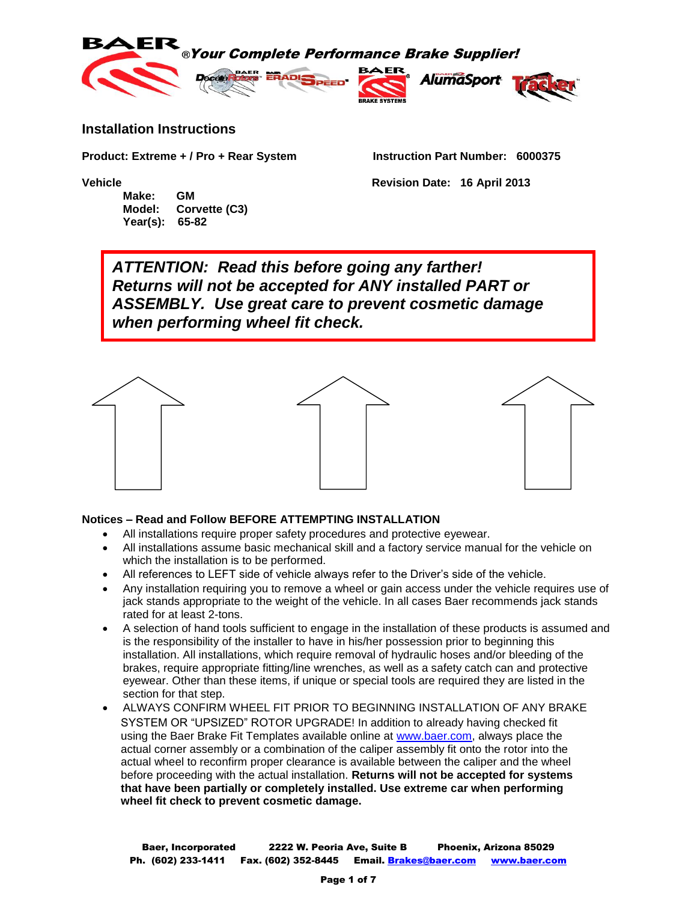BAER ®*Your Complete Performance Brake Supplier!*

## Installation Instructions

**Product: Extreme + / Pro + Rear System**

**Instruction Part Number: 6000375**

**Vehicle**

**Make: GM**
**Model: Corvette (C3)**
**Year(s): 65-82**

**Revision Date: 16 April 2013**

***ATTENTION: Read this before going any farther! Returns will not be accepted for ANY installed PART or ASSEMBLY. Use great care to prevent cosmetic damage when performing wheel fit check.***

**Notices – Read and Follow BEFORE ATTEMPTING INSTALLATION**

- All installations require proper safety procedures and protective eyewear.
- All installations assume basic mechanical skill and a factory service manual for the vehicle on which the installation is to be performed.
- All references to LEFT side of vehicle always refer to the Driver's side of the vehicle.
- Any installation requiring you to remove a wheel or gain access under the vehicle requires use of jack stands appropriate to the weight of the vehicle. In all cases Baer recommends jack stands rated for at least 2-tons.
- A selection of hand tools sufficient to engage in the installation of these products is assumed and is the responsibility of the installer to have in his/her possession prior to beginning this installation. All installations, which require removal of hydraulic hoses and/or bleeding of the brakes, require appropriate fitting/line wrenches, as well as a safety catch can and protective eyewear. Other than these items, if unique or special tools are required they are listed in the section for that step.
- ALWAYS CONFIRM WHEEL FIT PRIOR TO BEGINNING INSTALLATION OF ANY BRAKE SYSTEM OR "UPSIZED" ROTOR UPGRADE! In addition to already having checked fit using the Baer Brake Fit Templates available online at www.baer.com, always place the actual corner assembly or a combination of the caliper assembly fit onto the rotor into the actual wheel to reconfirm proper clearance is available between the caliper and the wheel before proceeding with the actual installation. **Returns will not be accepted for systems that have been partially or completely installed. Use extreme car when performing wheel fit check to prevent cosmetic damage.**

**Baer, Incorporated 2222 W. Peoria Ave, Suite B Phoenix, Arizona 85029**
**Ph. (602) 233-1411 Fax. (602) 352-8445 Email. Brakes@baer.com www.baer.com**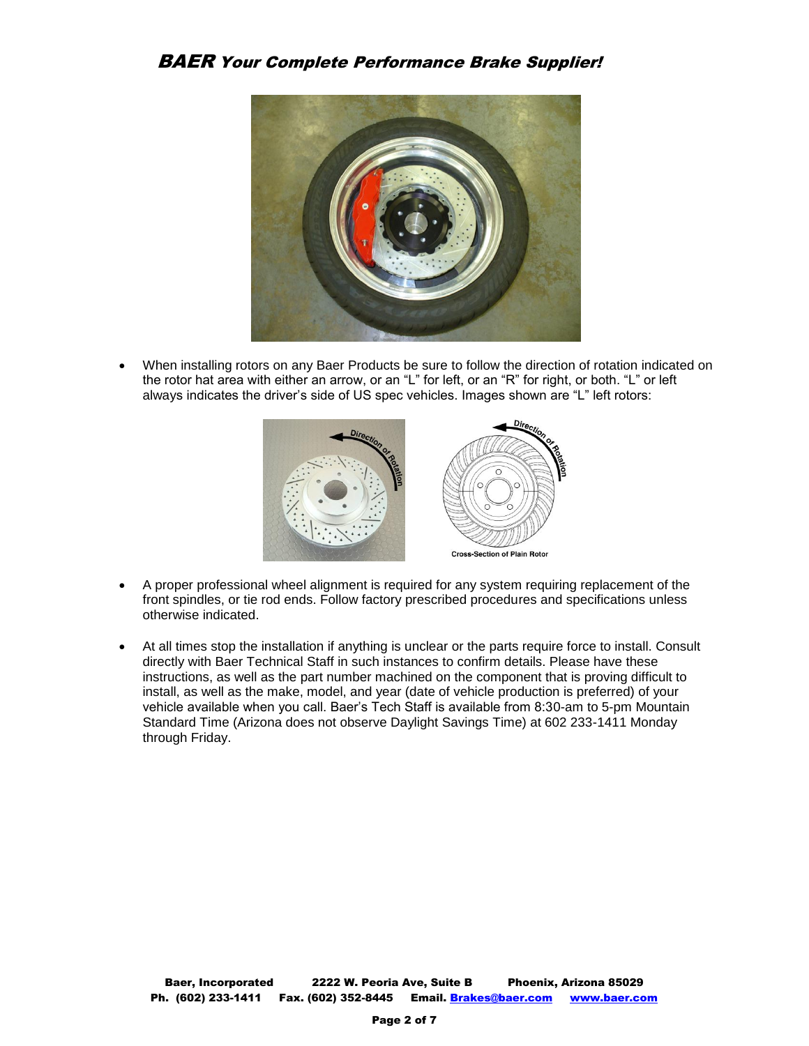- When installing rotors on any Baer Products be sure to follow the direction of rotation indicated on the rotor hat area with either an arrow, or an “L” for left, or an “R” for right, or both. “L” or left always indicates the driver’s side of US spec vehicles. Images shown are “L” left rotors:

Direction of Rotation

Direction of Rotation

Cross-Section of Plain Rotor

- A proper professional wheel alignment is required for any system requiring replacement of the front spindles, or tie rod ends. Follow factory prescribed procedures and specifications unless otherwise indicated.

- At all times stop the installation if anything is unclear or the parts require force to install. Consult directly with Baer Technical Staff in such instances to confirm details. Please have these instructions, as well as the part number machined on the component that is proving difficult to install, as well as the make, model, and year (date of vehicle production is preferred) of your vehicle available when you call. Baer’s Tech Staff is available from 8:30-am to 5-pm Mountain Standard Time (Arizona does not observe Daylight Savings Time) at 602 233-1411 Monday through Friday.

**Baer, Incorporated 2222 W. Peoria Ave, Suite B Phoenix, Arizona 85029**
**Ph. (602) 233-1411 Fax. (602) 352-8445 Email. Brakes@baer.com www.baer.com**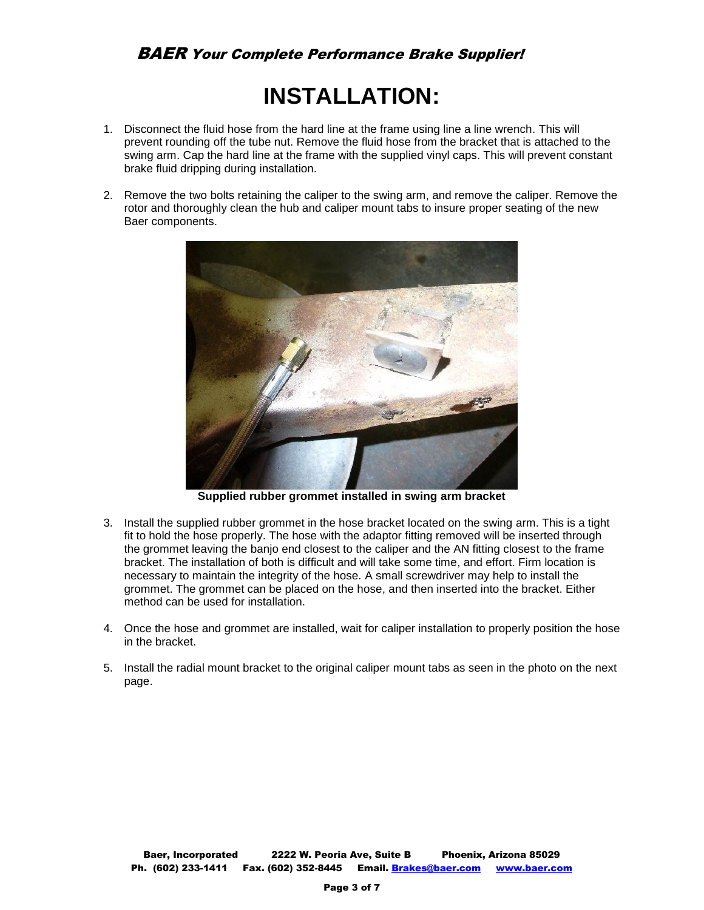# INSTALLATION:

1. Disconnect the fluid hose from the hard line at the frame using line a line wrench. This will prevent rounding off the tube nut. Remove the fluid hose from the bracket that is attached to the swing arm. Cap the hard line at the frame with the supplied vinyl caps. This will prevent constant brake fluid dripping during installation.

2. Remove the two bolts retaining the caliper to the swing arm, and remove the caliper. Remove the rotor and thoroughly clean the hub and caliper mount tabs to insure proper seating of the new Baer components.

**Supplied rubber grommet installed in swing arm bracket**

3. Install the supplied rubber grommet in the hose bracket located on the swing arm. This is a tight fit to hold the hose properly. The hose with the adaptor fitting removed will be inserted through the grommet leaving the banjo end closest to the caliper and the AN fitting closest to the frame bracket. The installation of both is difficult and will take some time, and effort. Firm location is necessary to maintain the integrity of the hose. A small screwdriver may help to install the grommet. The grommet can be placed on the hose, and then inserted into the bracket. Either method can be used for installation.

4. Once the hose and grommet are installed, wait for caliper installation to properly position the hose in the bracket.

5. Install the radial mount bracket to the original caliper mount tabs as seen in the photo on the next page.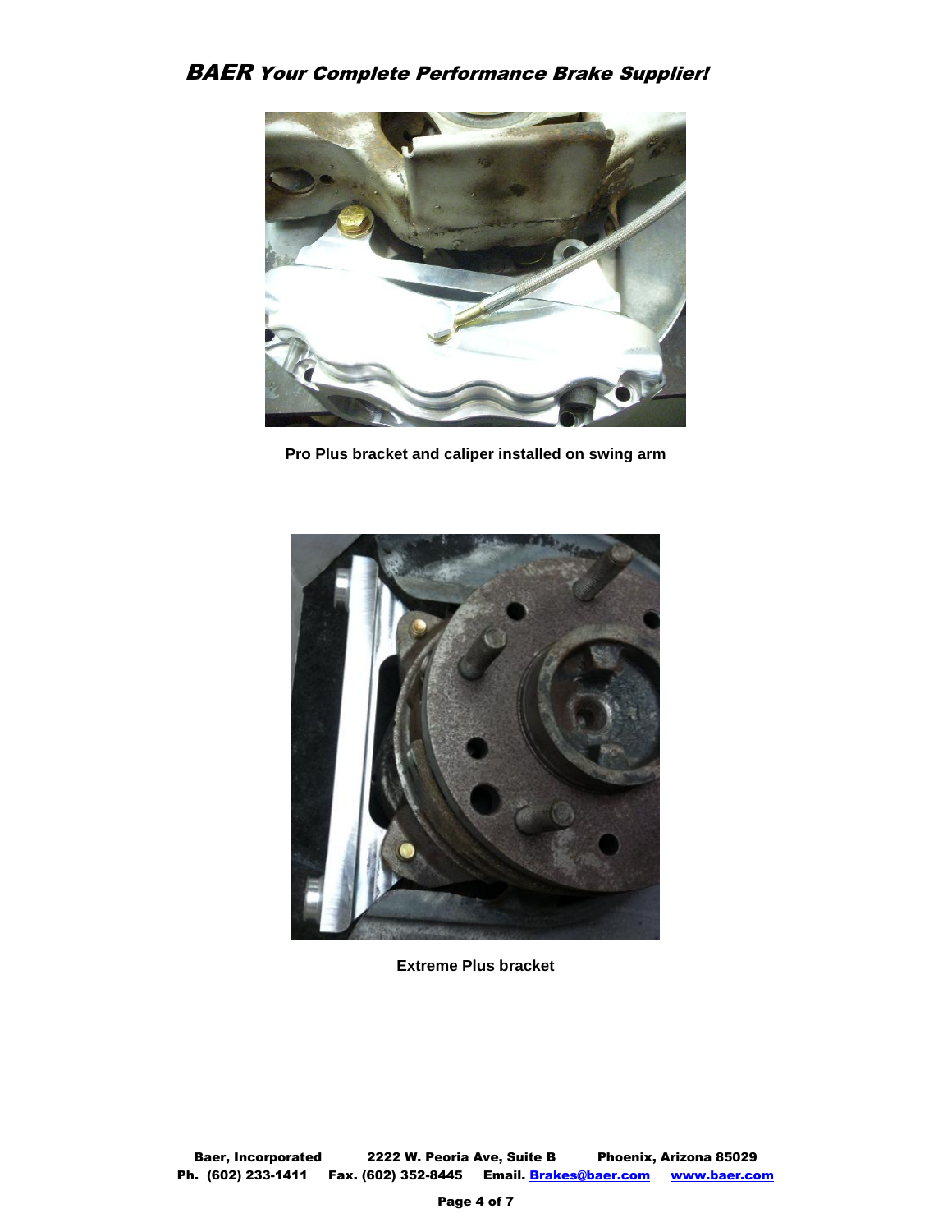Pro Plus bracket and caliper installed on swing arm

Extreme Plus bracket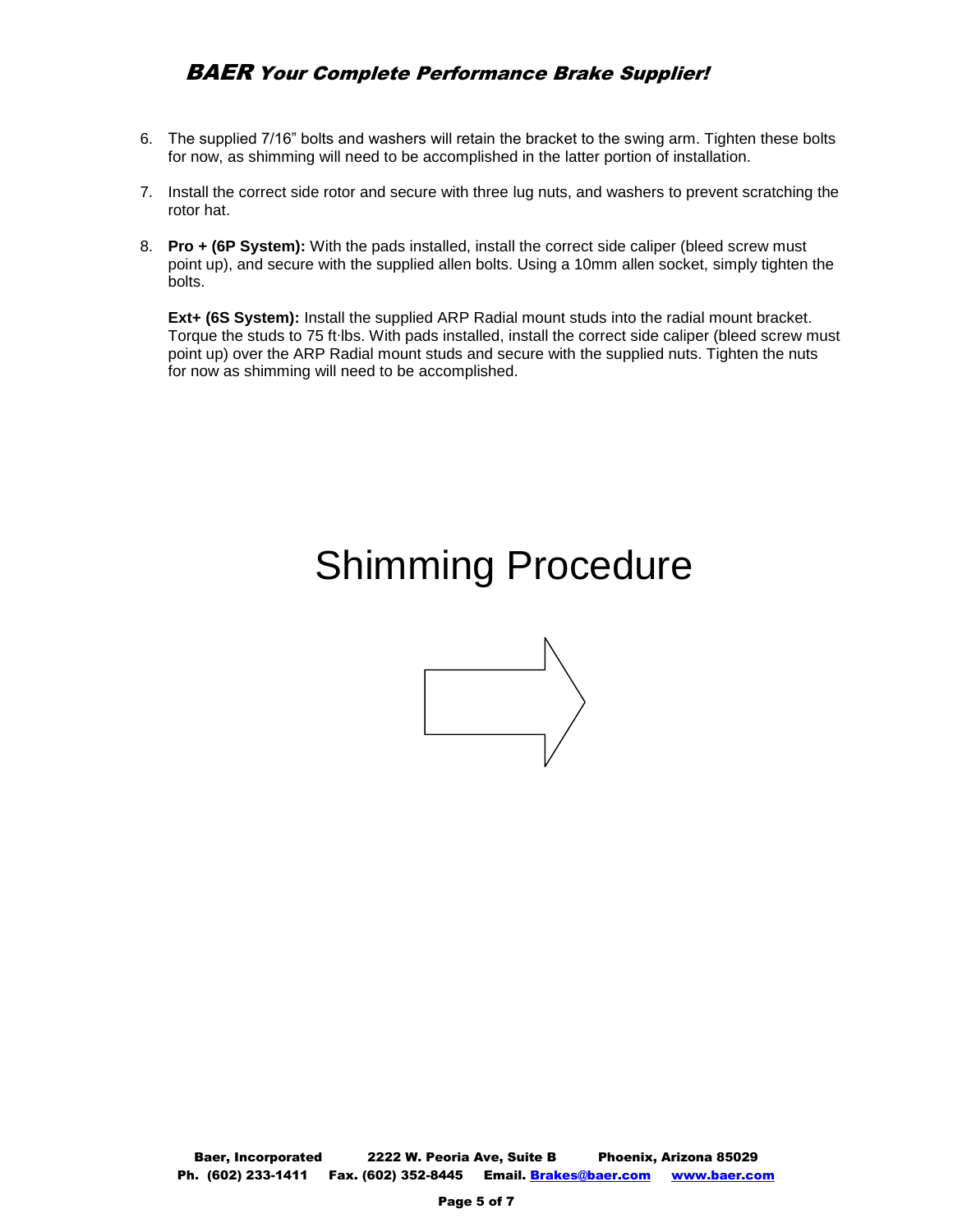6. The supplied 7/16" bolts and washers will retain the bracket to the swing arm. Tighten these bolts for now, as shimming will need to be accomplished in the latter portion of installation.

7. Install the correct side rotor and secure with three lug nuts, and washers to prevent scratching the rotor hat.

8. **Pro + (6P System):** With the pads installed, install the correct side caliper (bleed screw must point up), and secure with the supplied allen bolts. Using a 10mm allen socket, simply tighten the bolts.

   **Ext+ (6S System):** Install the supplied ARP Radial mount studs into the radial mount bracket. Torque the studs to 75 ft·lbs. With pads installed, install the correct side caliper (bleed screw must point up) over the ARP Radial mount studs and secure with the supplied nuts. Tighten the nuts for now as shimming will need to be accomplished.

# Shimming Procedure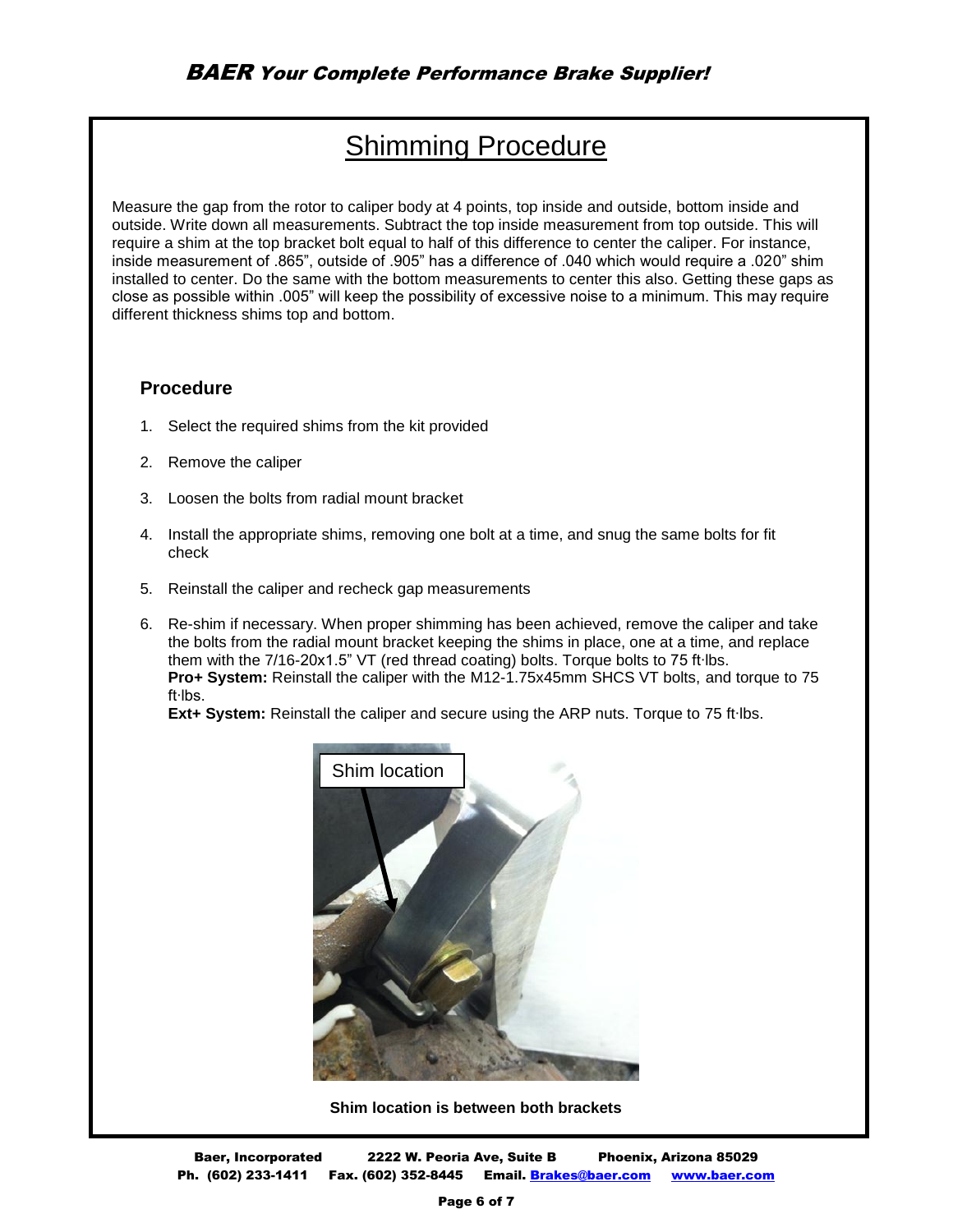# Shimming Procedure

Measure the gap from the rotor to caliper body at 4 points, top inside and outside, bottom inside and outside. Write down all measurements. Subtract the top inside measurement from top outside. This will require a shim at the top bracket bolt equal to half of this difference to center the caliper. For instance, inside measurement of .865", outside of .905" has a difference of .040 which would require a .020" shim installed to center. Do the same with the bottom measurements to center this also. Getting these gaps as close as possible within .005" will keep the possibility of excessive noise to a minimum. This may require different thickness shims top and bottom.

## Procedure

1. Select the required shims from the kit provided
2. Remove the caliper
3. Loosen the bolts from radial mount bracket
4. Install the appropriate shims, removing one bolt at a time, and snug the same bolts for fit check
5. Reinstall the caliper and recheck gap measurements
6. Re-shim if necessary. When proper shimming has been achieved, remove the caliper and take the bolts from the radial mount bracket keeping the shims in place, one at a time, and replace them with the 7/16-20x1.5" VT (red thread coating) bolts. Torque bolts to 75 ft·lbs.
   **Pro+ System:** Reinstall the caliper with the M12-1.75x45mm SHCS VT bolts, and torque to 75 ft·lbs.
   **Ext+ System:** Reinstall the caliper and secure using the ARP nuts. Torque to 75 ft·lbs.

Shim location

**Shim location is between both brackets**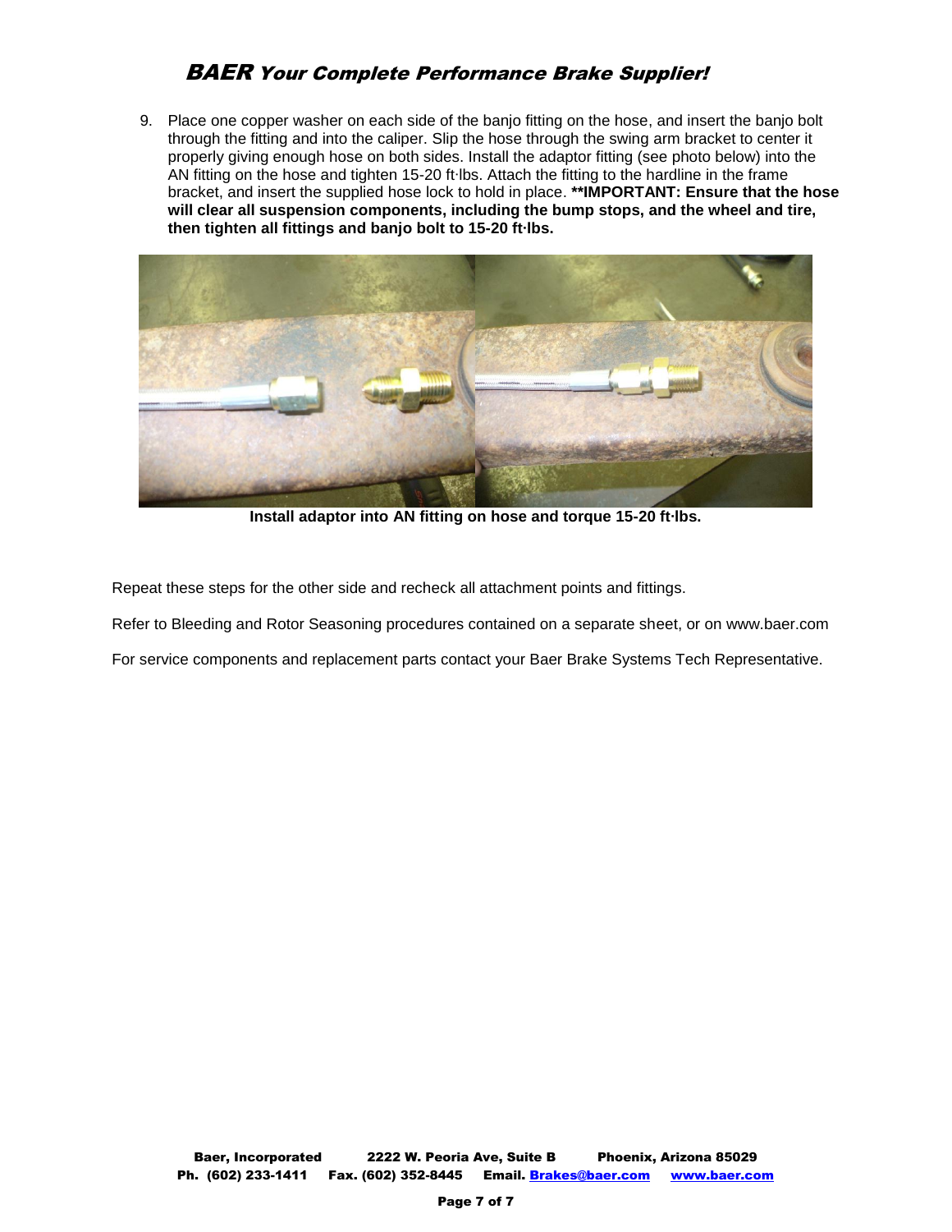9. Place one copper washer on each side of the banjo fitting on the hose, and insert the banjo bolt through the fitting and into the caliper. Slip the hose through the swing arm bracket to center it properly giving enough hose on both sides. Install the adaptor fitting (see photo below) into the AN fitting on the hose and tighten 15-20 ft·lbs. Attach the fitting to the hardline in the frame bracket, and insert the supplied hose lock to hold in place. **\*\*IMPORTANT: Ensure that the hose will clear all suspension components, including the bump stops, and the wheel and tire, then tighten all fittings and banjo bolt to 15-20 ft·lbs.**

**Install adaptor into AN fitting on hose and torque 15-20 ft·lbs.**

Repeat these steps for the other side and recheck all attachment points and fittings.

Refer to Bleeding and Rotor Seasoning procedures contained on a separate sheet, or on www.baer.com

For service components and replacement parts contact your Baer Brake Systems Tech Representative.

**Baer, Incorporated 2222 W. Peoria Ave, Suite B Phoenix, Arizona 85029**
**Ph. (602) 233-1411 Fax. (602) 352-8445 Email. Brakes@baer.com www.baer.com**